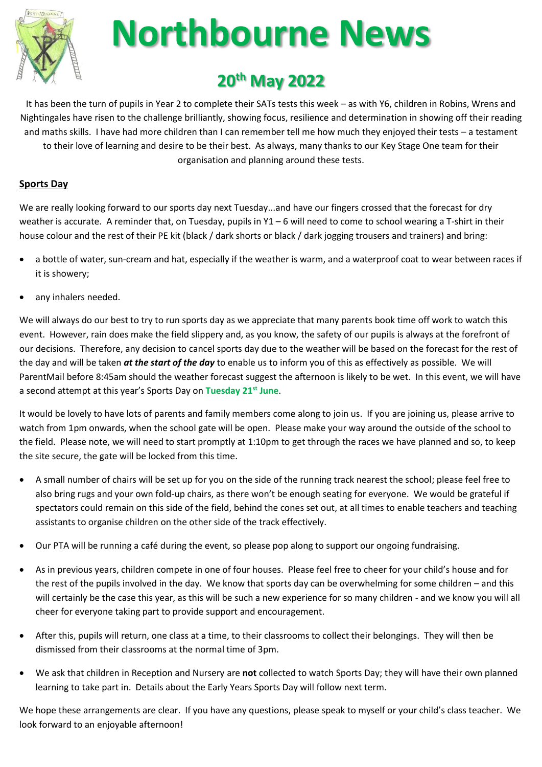# Northbourne News

## 20th May 2022

It has been the turn of pupils in Year 2 to complete their SATs tests this week – as with Y6, children in Robins, Wrens and Nightingales have risen to the challenge brilliantly, showing focus, resilience and determination in showing off their reading and maths skills. I have had more children than I can remember tell me how much they enjoyed their tests – a testament to their love of learning and desire to be their best. As always, many thanks to our Key Stage One team for their organisation and planning around these tests.

### Sports Day

We are really looking forward to our sports day next Tuesday...and have our fingers crossed that the forecast for dry weather is accurate. A reminder that, on Tuesday, pupils in Y1 – 6 will need to come to school wearing a T-shirt in their house colour and the rest of their PE kit (black / dark shorts or black / dark jogging trousers and trainers) and bring:

- a bottle of water, sun-cream and hat, especially if the weather is warm, and a waterproof coat to wear between races if it is showery;
- any inhalers needed.

We will always do our best to try to run sports day as we appreciate that many parents book time off work to watch this event. However, rain does make the field slippery and, as you know, the safety of our pupils is always at the forefront of our decisions. Therefore, any decision to cancel sports day due to the weather will be based on the forecast for the rest of the day and will be taken ***at the start of the day*** to enable us to inform you of this as effectively as possible. We will ParentMail before 8:45am should the weather forecast suggest the afternoon is likely to be wet. In this event, we will have a second attempt at this year's Sports Day on **Tuesday 21st June**.

It would be lovely to have lots of parents and family members come along to join us. If you are joining us, please arrive to watch from 1pm onwards, when the school gate will be open. Please make your way around the outside of the school to the field. Please note, we will need to start promptly at 1:10pm to get through the races we have planned and so, to keep the site secure, the gate will be locked from this time.

- A small number of chairs will be set up for you on the side of the running track nearest the school; please feel free to also bring rugs and your own fold-up chairs, as there won't be enough seating for everyone. We would be grateful if spectators could remain on this side of the field, behind the cones set out, at all times to enable teachers and teaching assistants to organise children on the other side of the track effectively.
- Our PTA will be running a café during the event, so please pop along to support our ongoing fundraising.
- As in previous years, children compete in one of four houses. Please feel free to cheer for your child's house and for the rest of the pupils involved in the day. We know that sports day can be overwhelming for some children – and this will certainly be the case this year, as this will be such a new experience for so many children - and we know you will all cheer for everyone taking part to provide support and encouragement.
- After this, pupils will return, one class at a time, to their classrooms to collect their belongings. They will then be dismissed from their classrooms at the normal time of 3pm.
- We ask that children in Reception and Nursery are **not** collected to watch Sports Day; they will have their own planned learning to take part in. Details about the Early Years Sports Day will follow next term.

We hope these arrangements are clear. If you have any questions, please speak to myself or your child's class teacher. We look forward to an enjoyable afternoon!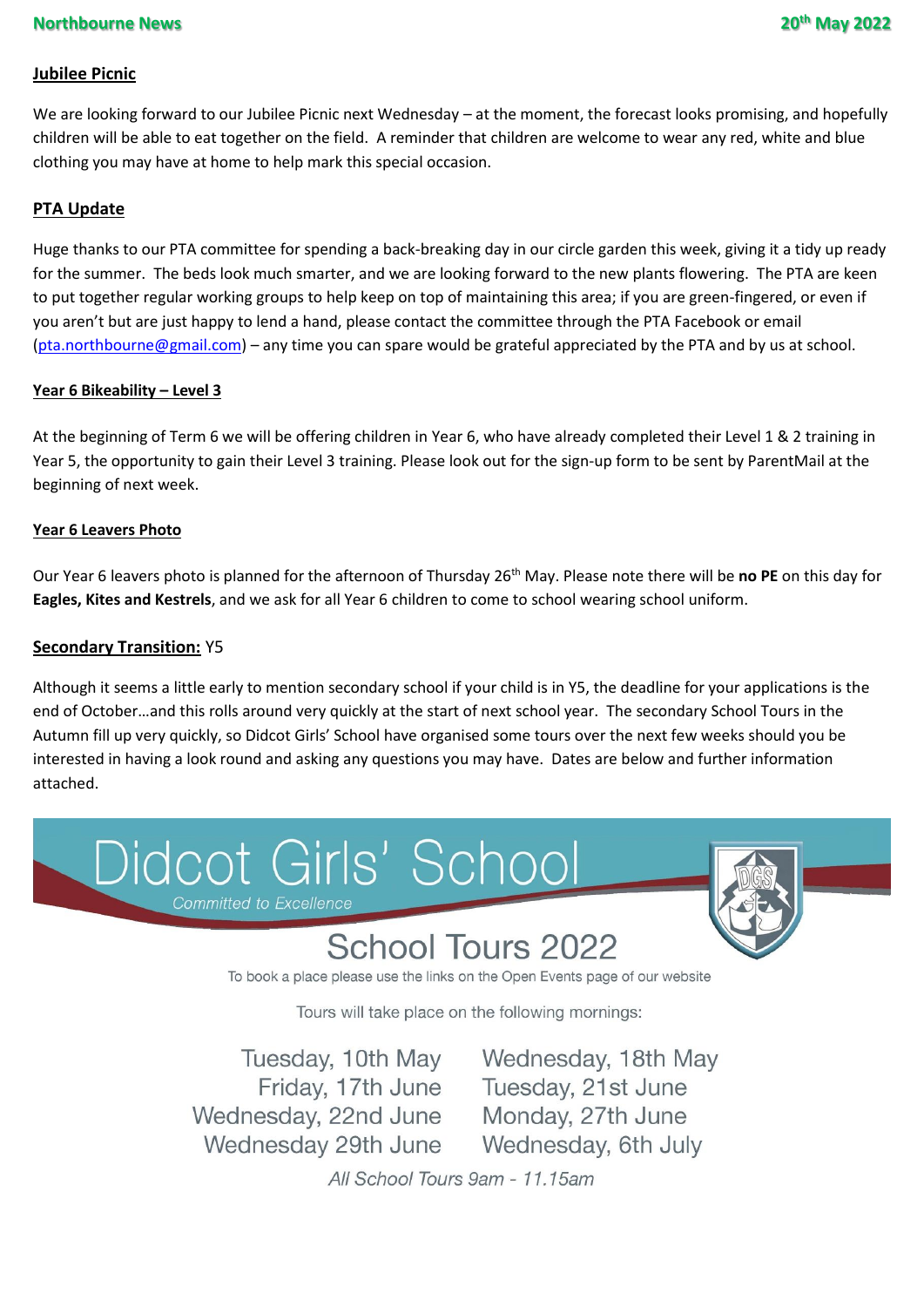## Jubilee Picnic

We are looking forward to our Jubilee Picnic next Wednesday – at the moment, the forecast looks promising, and hopefully children will be able to eat together on the field. A reminder that children are welcome to wear any red, white and blue clothing you may have at home to help mark this special occasion.

## PTA Update

Huge thanks to our PTA committee for spending a back-breaking day in our circle garden this week, giving it a tidy up ready for the summer. The beds look much smarter, and we are looking forward to the new plants flowering. The PTA are keen to put together regular working groups to help keep on top of maintaining this area; if you are green-fingered, or even if you aren't but are just happy to lend a hand, please contact the committee through the PTA Facebook or email (pta.northbourne@gmail.com) – any time you can spare would be grateful appreciated by the PTA and by us at school.

## Year 6 Bikeability – Level 3

At the beginning of Term 6 we will be offering children in Year 6, who have already completed their Level 1 & 2 training in Year 5, the opportunity to gain their Level 3 training. Please look out for the sign-up form to be sent by ParentMail at the beginning of next week.

## Year 6 Leavers Photo

Our Year 6 leavers photo is planned for the afternoon of Thursday 26th May. Please note there will be **no PE** on this day for **Eagles, Kites and Kestrels**, and we ask for all Year 6 children to come to school wearing school uniform.

## Secondary Transition: Y5

Although it seems a little early to mention secondary school if your child is in Y5, the deadline for your applications is the end of October…and this rolls around very quickly at the start of next school year. The secondary School Tours in the Autumn fill up very quickly, so Didcot Girls' School have organised some tours over the next few weeks should you be interested in having a look round and asking any questions you may have. Dates are below and further information attached.

# Didcot Girls' School

*Committed to Excellence*

## School Tours 2022

To book a place please use the links on the Open Events page of our website

Tours will take place on the following mornings:

Tuesday, 10th May
Wednesday, 18th May
Friday, 17th June
Tuesday, 21st June
Wednesday, 22nd June
Monday, 27th June
Wednesday 29th June
Wednesday, 6th July

*All School Tours 9am - 11.15am*